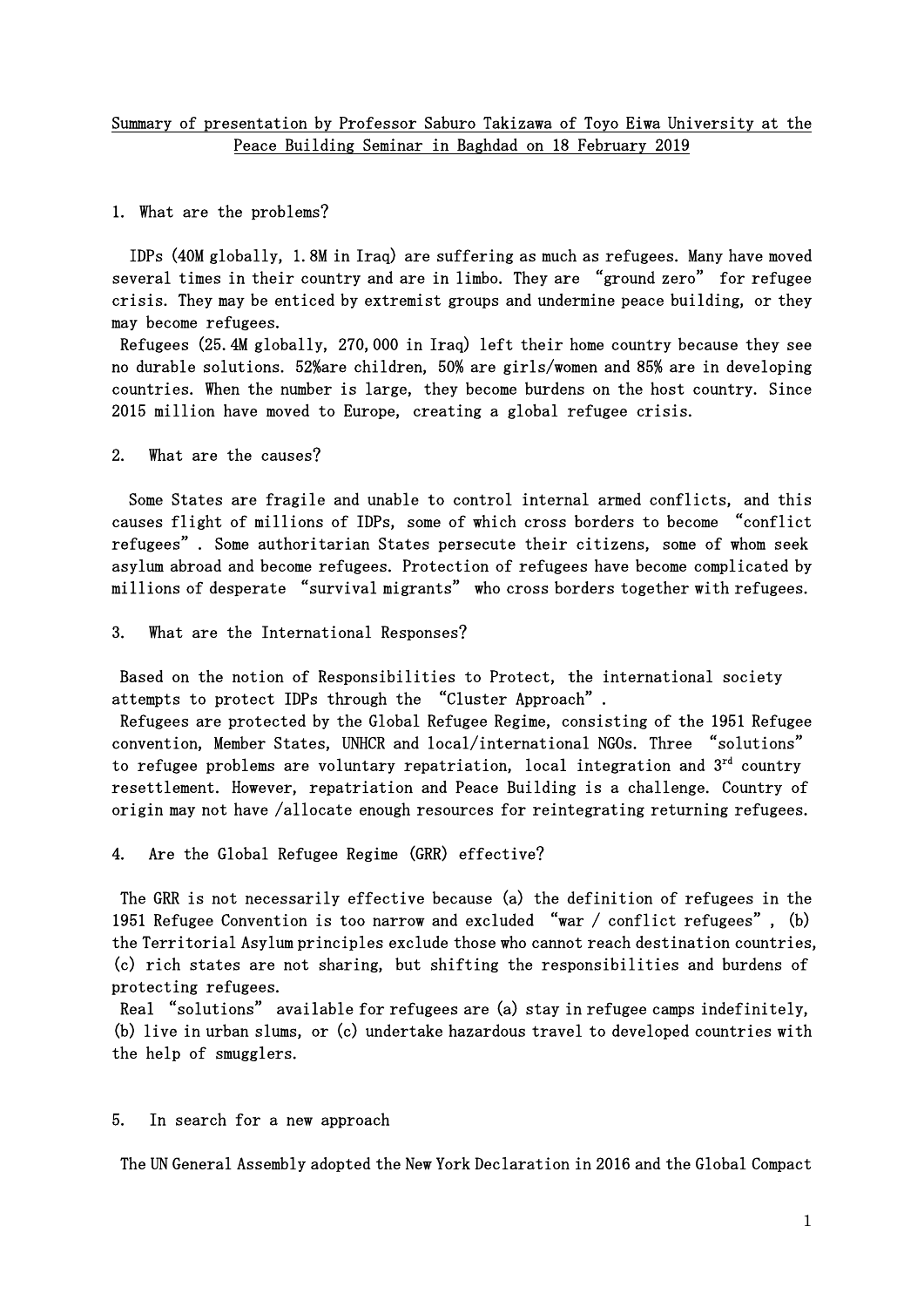Summary of presentation by Professor Saburo Takizawa of Toyo Eiwa University at the Peace Building Seminar in Baghdad on 18 February 2019

## 1. What are the problems?

IDPs (40M globally, 1.8M in Iraq) are suffering as much as refugees. Many have moved several times in their country and are in limbo. They are "ground zero" for refugee crisis. They may be enticed by extremist groups and undermine peace building, or they may become refugees.

Refugees (25.4M globally, 270,000 in Iraq) left their home country because they see no durable solutions. 52%are children, 50% are girls/women and 85% are in developing countries. When the number is large, they become burdens on the host country. Since 2015 million have moved to Europe, creating a global refugee crisis.

## 2. What are the causes?

Some States are fragile and unable to control internal armed conflicts, and this causes flight of millions of IDPs, some of which cross borders to become "conflict refugees". Some authoritarian States persecute their citizens, some of whom seek asylum abroad and become refugees. Protection of refugees have become complicated by millions of desperate "survival migrants" who cross borders together with refugees.

## 3. What are the International Responses?

Based on the notion of Responsibilities to Protect, the international society attempts to protect IDPs through the "Cluster Approach".

Refugees are protected by the Global Refugee Regime, consisting of the 1951 Refugee convention, Member States, UNHCR and local/international NGOs. Three "solutions" to refugee problems are voluntary repatriation, local integration and 3rd country resettlement. However, repatriation and Peace Building is a challenge. Country of origin may not have /allocate enough resources for reintegrating returning refugees.

## 4. Are the Global Refugee Regime (GRR) effective?

The GRR is not necessarily effective because (a) the definition of refugees in the 1951 Refugee Convention is too narrow and excluded "war / conflict refugees", (b) the Territorial Asylum principles exclude those who cannot reach destination countries, (c) rich states are not sharing, but shifting the responsibilities and burdens of protecting refugees.

Real "solutions" available for refugees are (a) stay in refugee camps indefinitely, (b) live in urban slums, or (c) undertake hazardous travel to developed countries with the help of smugglers.

## 5. In search for a new approach

The UN General Assembly adopted the New York Declaration in 2016 and the Global Compact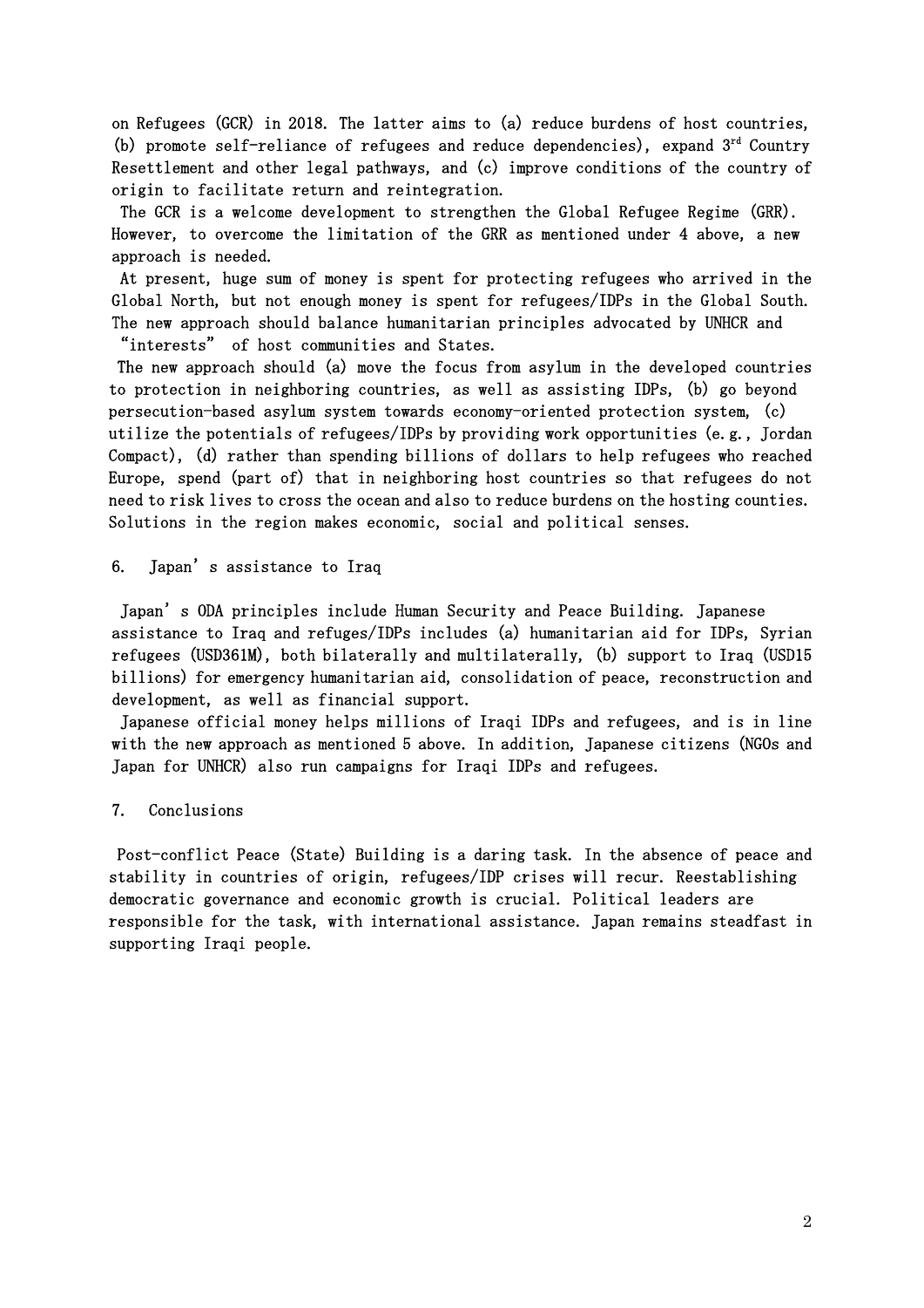on Refugees (GCR) in 2018. The latter aims to (a) reduce burdens of host countries, (b) promote self-reliance of refugees and reduce dependencies), expand 3rd Country Resettlement and other legal pathways, and (c) improve conditions of the country of origin to facilitate return and reintegration.

The GCR is a welcome development to strengthen the Global Refugee Regime (GRR). However, to overcome the limitation of the GRR as mentioned under 4 above, a new approach is needed.

At present, huge sum of money is spent for protecting refugees who arrived in the Global North, but not enough money is spent for refugees/IDPs in the Global South. The new approach should balance humanitarian principles advocated by UNHCR and "interests" of host communities and States.

The new approach should (a) move the focus from asylum in the developed countries to protection in neighboring countries, as well as assisting IDPs, (b) go beyond persecution-based asylum system towards economy-oriented protection system, (c) utilize the potentials of refugees/IDPs by providing work opportunities (e.g., Jordan Compact), (d) rather than spending billions of dollars to help refugees who reached Europe, spend (part of) that in neighboring host countries so that refugees do not need to risk lives to cross the ocean and also to reduce burdens on the hosting counties. Solutions in the region makes economic, social and political senses.

## 6. Japan's assistance to Iraq

Japan's ODA principles include Human Security and Peace Building. Japanese assistance to Iraq and refuges/IDPs includes (a) humanitarian aid for IDPs, Syrian refugees (USD361M), both bilaterally and multilaterally, (b) support to Iraq (USD15 billions) for emergency humanitarian aid, consolidation of peace, reconstruction and development, as well as financial support.

Japanese official money helps millions of Iraqi IDPs and refugees, and is in line with the new approach as mentioned 5 above. In addition, Japanese citizens (NGOs and Japan for UNHCR) also run campaigns for Iraqi IDPs and refugees.

## 7. Conclusions

Post-conflict Peace (State) Building is a daring task. In the absence of peace and stability in countries of origin, refugees/IDP crises will recur. Reestablishing democratic governance and economic growth is crucial. Political leaders are responsible for the task, with international assistance. Japan remains steadfast in supporting Iraqi people.